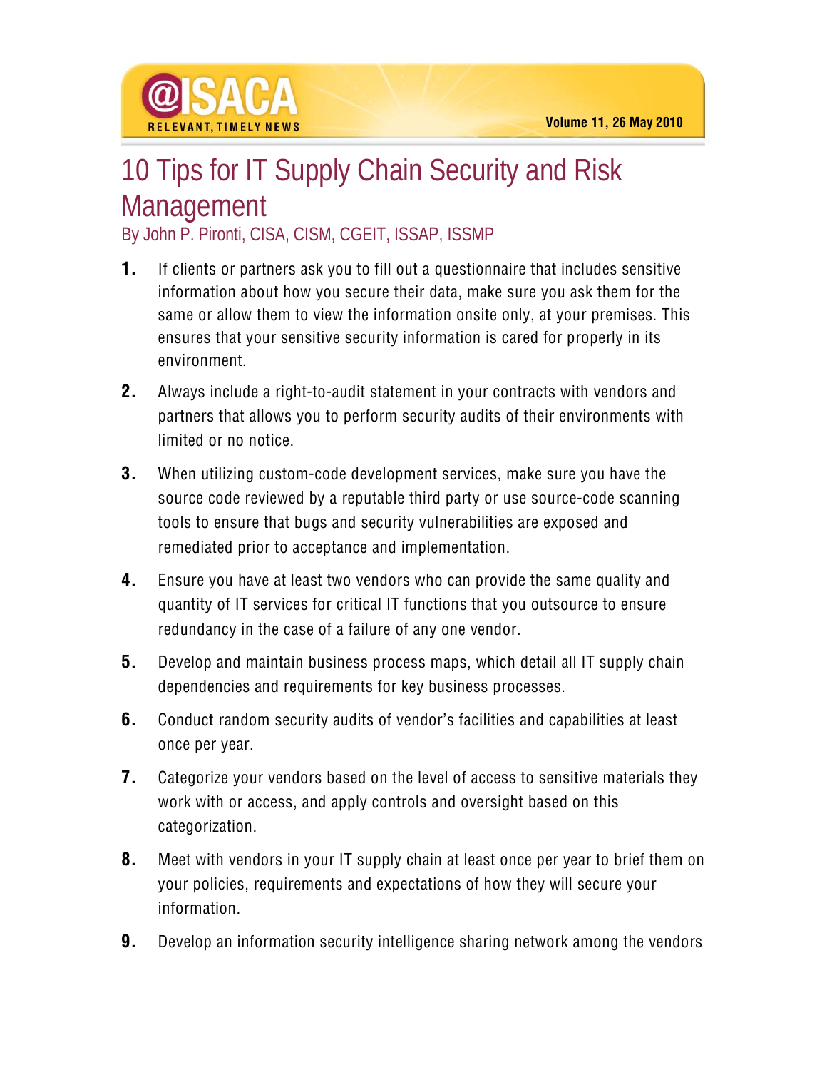# 10 Tips for IT Supply Chain Security and Risk Management

By John P. Pironti, CISA, CISM, CGEIT, ISSAP, ISSMP

1. If clients or partners ask you to fill out a questionnaire that includes sensitive information about how you secure their data, make sure you ask them for the same or allow them to view the information onsite only, at your premises. This ensures that your sensitive security information is cared for properly in its environment.
2. Always include a right-to-audit statement in your contracts with vendors and partners that allows you to perform security audits of their environments with limited or no notice.
3. When utilizing custom-code development services, make sure you have the source code reviewed by a reputable third party or use source-code scanning tools to ensure that bugs and security vulnerabilities are exposed and remediated prior to acceptance and implementation.
4. Ensure you have at least two vendors who can provide the same quality and quantity of IT services for critical IT functions that you outsource to ensure redundancy in the case of a failure of any one vendor.
5. Develop and maintain business process maps, which detail all IT supply chain dependencies and requirements for key business processes.
6. Conduct random security audits of vendor's facilities and capabilities at least once per year.
7. Categorize your vendors based on the level of access to sensitive materials they work with or access, and apply controls and oversight based on this categorization.
8. Meet with vendors in your IT supply chain at least once per year to brief them on your policies, requirements and expectations of how they will secure your information.
9. Develop an information security intelligence sharing network among the vendors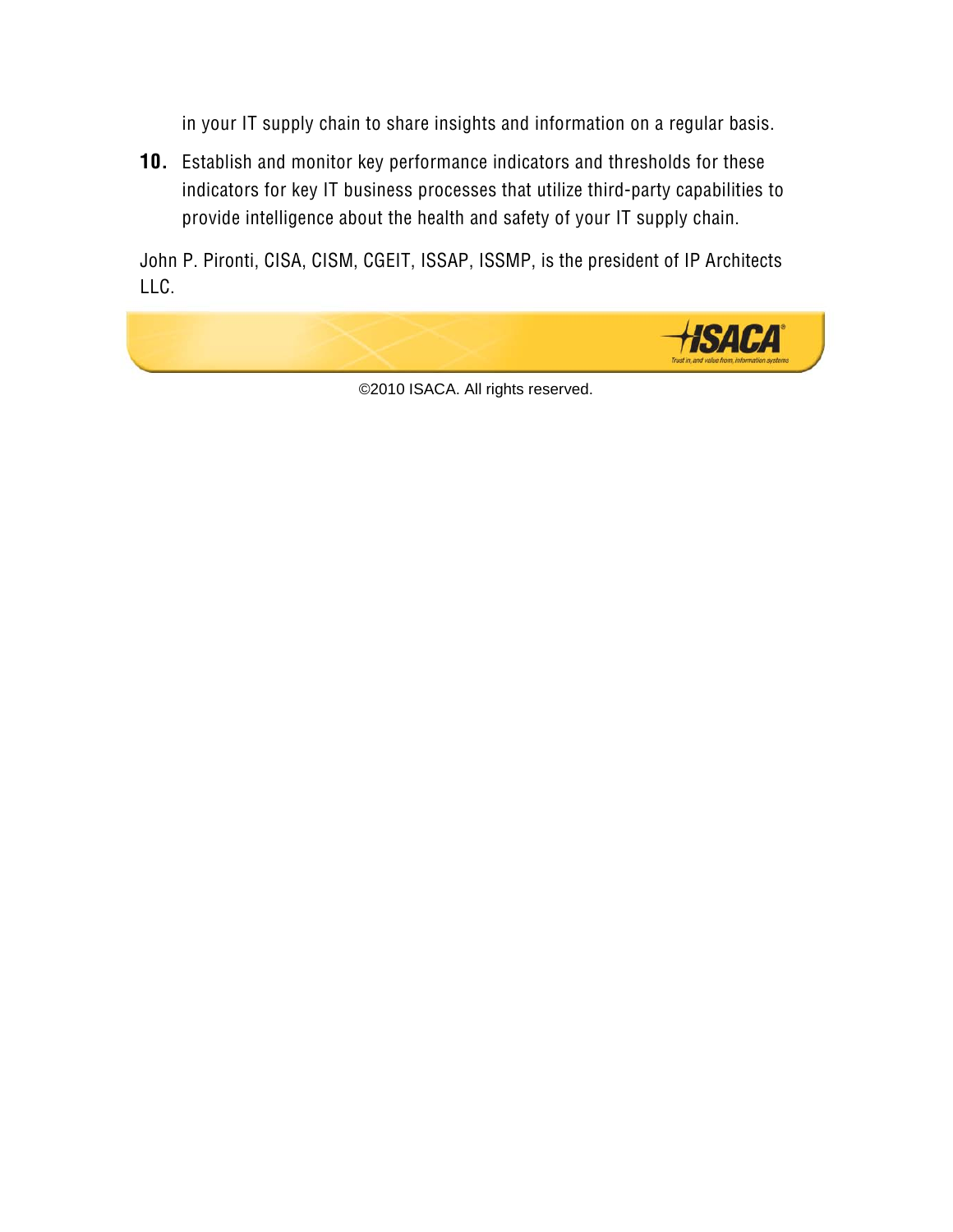in your IT supply chain to share insights and information on a regular basis.

10. Establish and monitor key performance indicators and thresholds for these indicators for key IT business processes that utilize third-party capabilities to provide intelligence about the health and safety of your IT supply chain.

John P. Pironti, CISA, CISM, CGEIT, ISSAP, ISSMP, is the president of IP Architects LLC.

©2010 ISACA. All rights reserved.